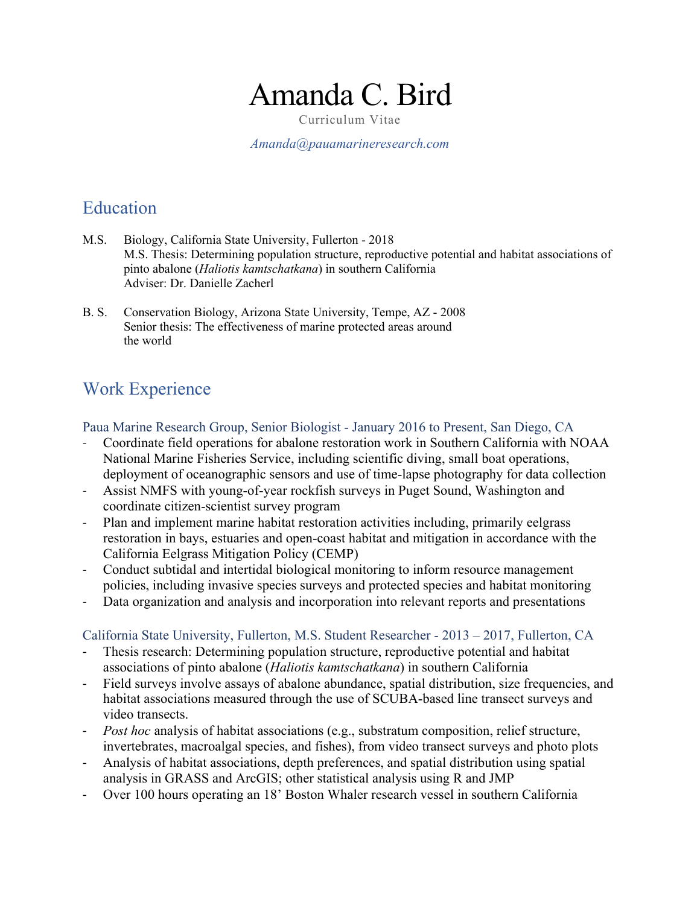# Amanda C. Bird

Curriculum Vitae

*Amanda@pauamarineresearch.com*

## Education

M.S. Biology, California State University, Fullerton - 2018
M.S. Thesis: Determining population structure, reproductive potential and habitat associations of pinto abalone (*Haliotis kamtschatkana*) in southern California
Adviser: Dr. Danielle Zacherl

B. S. Conservation Biology, Arizona State University, Tempe, AZ - 2008
Senior thesis: The effectiveness of marine protected areas around the world

## Work Experience

### Paua Marine Research Group, Senior Biologist - January 2016 to Present, San Diego, CA

- Coordinate field operations for abalone restoration work in Southern California with NOAA National Marine Fisheries Service, including scientific diving, small boat operations, deployment of oceanographic sensors and use of time-lapse photography for data collection
- Assist NMFS with young-of-year rockfish surveys in Puget Sound, Washington and coordinate citizen-scientist survey program
- Plan and implement marine habitat restoration activities including, primarily eelgrass restoration in bays, estuaries and open-coast habitat and mitigation in accordance with the California Eelgrass Mitigation Policy (CEMP)
- Conduct subtidal and intertidal biological monitoring to inform resource management policies, including invasive species surveys and protected species and habitat monitoring
- Data organization and analysis and incorporation into relevant reports and presentations

### California State University, Fullerton, M.S. Student Researcher - 2013 – 2017, Fullerton, CA

- Thesis research: Determining population structure, reproductive potential and habitat associations of pinto abalone (*Haliotis kamtschatkana*) in southern California
- Field surveys involve assays of abalone abundance, spatial distribution, size frequencies, and habitat associations measured through the use of SCUBA-based line transect surveys and video transects.
- *Post hoc* analysis of habitat associations (e.g., substratum composition, relief structure, invertebrates, macroalgal species, and fishes), from video transect surveys and photo plots
- Analysis of habitat associations, depth preferences, and spatial distribution using spatial analysis in GRASS and ArcGIS; other statistical analysis using R and JMP
- Over 100 hours operating an 18' Boston Whaler research vessel in southern California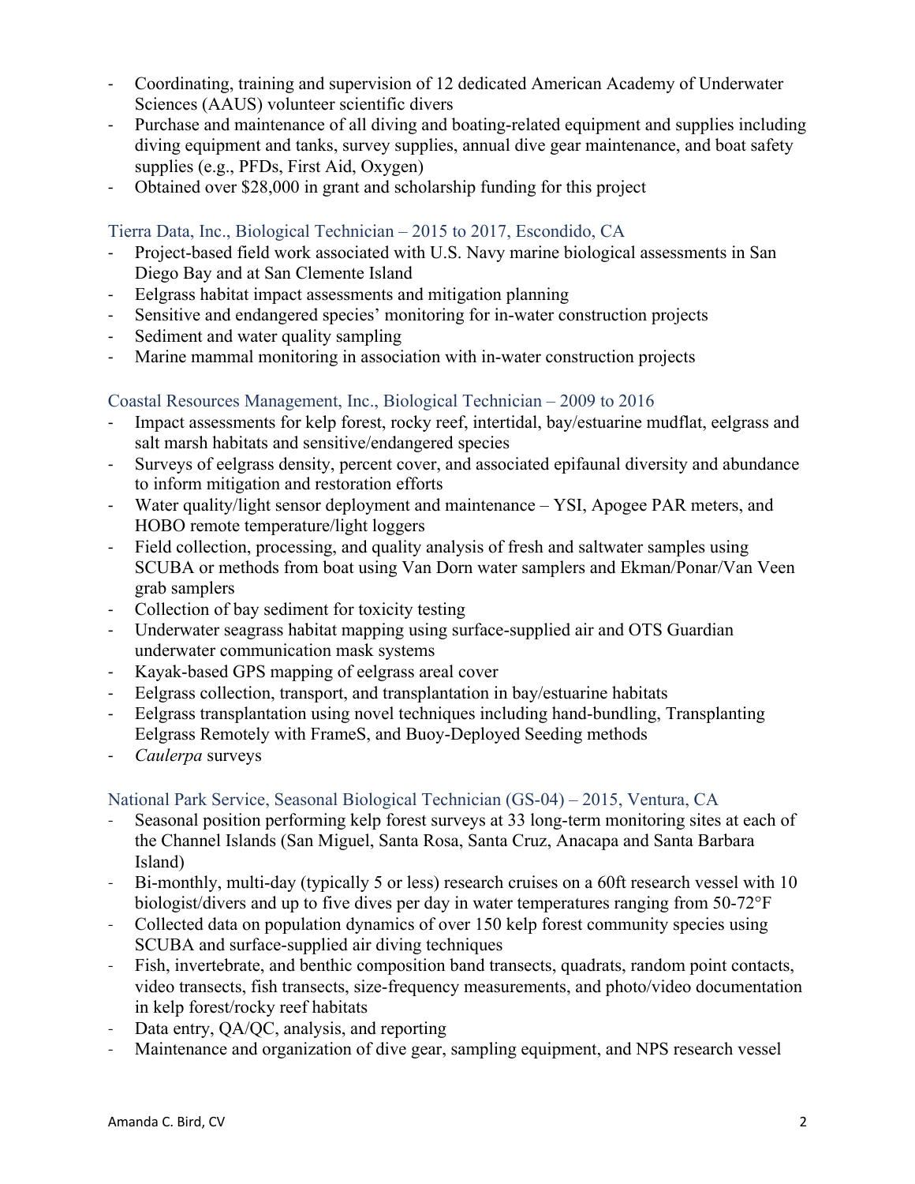- Coordinating, training and supervision of 12 dedicated American Academy of Underwater Sciences (AAUS) volunteer scientific divers
- Purchase and maintenance of all diving and boating-related equipment and supplies including diving equipment and tanks, survey supplies, annual dive gear maintenance, and boat safety supplies (e.g., PFDs, First Aid, Oxygen)
- Obtained over $28,000 in grant and scholarship funding for this project

### Tierra Data, Inc., Biological Technician – 2015 to 2017, Escondido, CA

- Project-based field work associated with U.S. Navy marine biological assessments in San Diego Bay and at San Clemente Island
- Eelgrass habitat impact assessments and mitigation planning
- Sensitive and endangered species' monitoring for in-water construction projects
- Sediment and water quality sampling
- Marine mammal monitoring in association with in-water construction projects

### Coastal Resources Management, Inc., Biological Technician – 2009 to 2016

- Impact assessments for kelp forest, rocky reef, intertidal, bay/estuarine mudflat, eelgrass and salt marsh habitats and sensitive/endangered species
- Surveys of eelgrass density, percent cover, and associated epifaunal diversity and abundance to inform mitigation and restoration efforts
- Water quality/light sensor deployment and maintenance – YSI, Apogee PAR meters, and HOBO remote temperature/light loggers
- Field collection, processing, and quality analysis of fresh and saltwater samples using SCUBA or methods from boat using Van Dorn water samplers and Ekman/Ponar/Van Veen grab samplers
- Collection of bay sediment for toxicity testing
- Underwater seagrass habitat mapping using surface-supplied air and OTS Guardian underwater communication mask systems
- Kayak-based GPS mapping of eelgrass areal cover
- Eelgrass collection, transport, and transplantation in bay/estuarine habitats
- Eelgrass transplantation using novel techniques including hand-bundling, Transplanting Eelgrass Remotely with FrameS, and Buoy-Deployed Seeding methods
- *Caulerpa* surveys

### National Park Service, Seasonal Biological Technician (GS-04) – 2015, Ventura, CA

- Seasonal position performing kelp forest surveys at 33 long-term monitoring sites at each of the Channel Islands (San Miguel, Santa Rosa, Santa Cruz, Anacapa and Santa Barbara Island)
- Bi-monthly, multi-day (typically 5 or less) research cruises on a 60ft research vessel with 10 biologist/divers and up to five dives per day in water temperatures ranging from 50-72°F
- Collected data on population dynamics of over 150 kelp forest community species using SCUBA and surface-supplied air diving techniques
- Fish, invertebrate, and benthic composition band transects, quadrats, random point contacts, video transects, fish transects, size-frequency measurements, and photo/video documentation in kelp forest/rocky reef habitats
- Data entry, QA/QC, analysis, and reporting
- Maintenance and organization of dive gear, sampling equipment, and NPS research vessel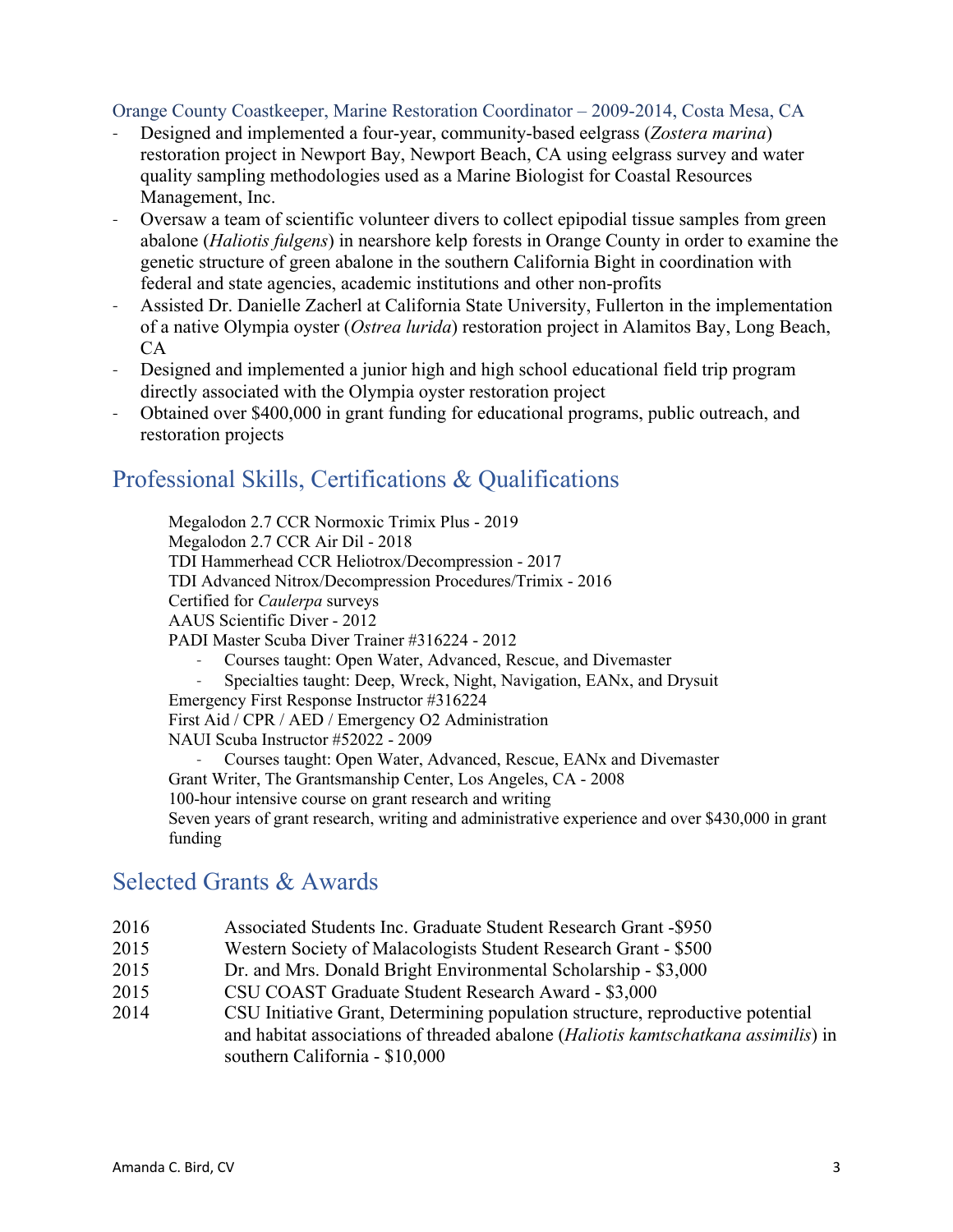### Orange County Coastkeeper, Marine Restoration Coordinator – 2009-2014, Costa Mesa, CA

- Designed and implemented a four-year, community-based eelgrass (*Zostera marina*) restoration project in Newport Bay, Newport Beach, CA using eelgrass survey and water quality sampling methodologies used as a Marine Biologist for Coastal Resources Management, Inc.
- Oversaw a team of scientific volunteer divers to collect epipodial tissue samples from green abalone (*Haliotis fulgens*) in nearshore kelp forests in Orange County in order to examine the genetic structure of green abalone in the southern California Bight in coordination with federal and state agencies, academic institutions and other non-profits
- Assisted Dr. Danielle Zacherl at California State University, Fullerton in the implementation of a native Olympia oyster (*Ostrea lurida*) restoration project in Alamitos Bay, Long Beach, CA
- Designed and implemented a junior high and high school educational field trip program directly associated with the Olympia oyster restoration project
- Obtained over $400,000 in grant funding for educational programs, public outreach, and restoration projects

## Professional Skills, Certifications & Qualifications

Megalodon 2.7 CCR Normoxic Trimix Plus - 2019
Megalodon 2.7 CCR Air Dil - 2018
TDI Hammerhead CCR Heliotrox/Decompression - 2017
TDI Advanced Nitrox/Decompression Procedures/Trimix - 2016
Certified for *Caulerpa* surveys
AAUS Scientific Diver - 2012
PADI Master Scuba Diver Trainer #316224 - 2012

- Courses taught: Open Water, Advanced, Rescue, and Divemaster
- Specialties taught: Deep, Wreck, Night, Navigation, EANx, and Drysuit

Emergency First Response Instructor #316224
First Aid / CPR / AED / Emergency O2 Administration
NAUI Scuba Instructor #52022 - 2009

- Courses taught: Open Water, Advanced, Rescue, EANx and Divemaster

Grant Writer, The Grantsmanship Center, Los Angeles, CA - 2008
100-hour intensive course on grant research and writing
Seven years of grant research, writing and administrative experience and over $430,000 in grant funding

## Selected Grants & Awards

| | |
|---|---|
| 2016 | Associated Students Inc. Graduate Student Research Grant -$950 |
| 2015 | Western Society of Malacologists Student Research Grant - $500 |
| 2015 | Dr. and Mrs. Donald Bright Environmental Scholarship - $3,000 |
| 2015 | CSU COAST Graduate Student Research Award - $3,000 |
| 2014 | CSU Initiative Grant, Determining population structure, reproductive potential and habitat associations of threaded abalone (*Haliotis kamtschatkana assimilis*) in southern California - $10,000 |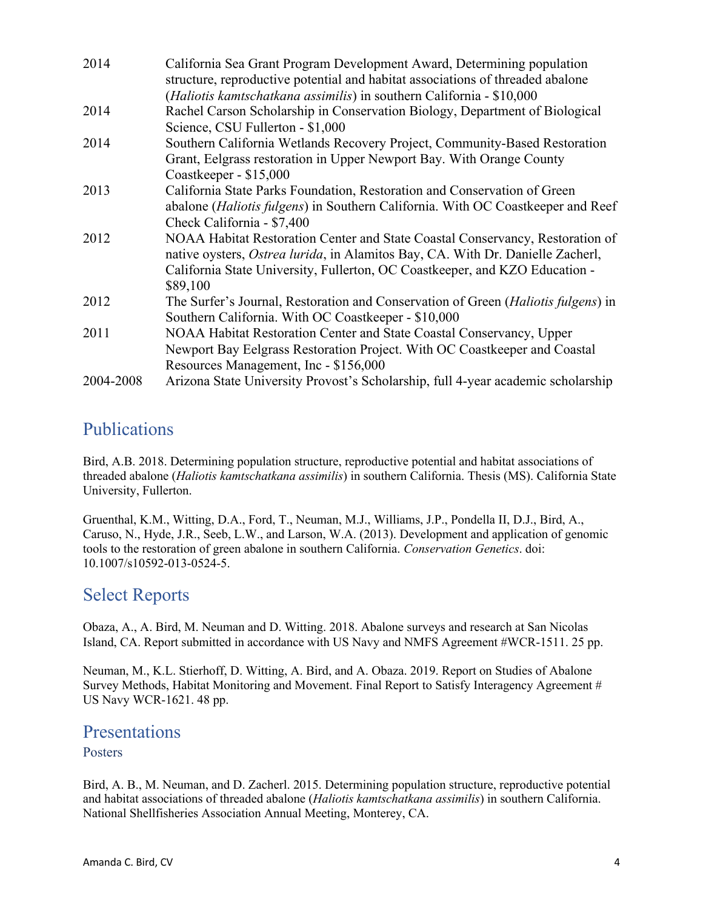| | |
|---|---|
| 2014 | California Sea Grant Program Development Award, Determining population structure, reproductive potential and habitat associations of threaded abalone (*Haliotis kamtschatkana assimilis*) in southern California - $10,000 |
| 2014 | Rachel Carson Scholarship in Conservation Biology, Department of Biological Science, CSU Fullerton - $1,000 |
| 2014 | Southern California Wetlands Recovery Project, Community-Based Restoration Grant, Eelgrass restoration in Upper Newport Bay. With Orange County Coastkeeper - $15,000 |
| 2013 | California State Parks Foundation, Restoration and Conservation of Green abalone (*Haliotis fulgens*) in Southern California. With OC Coastkeeper and Reef Check California - $7,400 |
| 2012 | NOAA Habitat Restoration Center and State Coastal Conservancy, Restoration of native oysters, *Ostrea lurida*, in Alamitos Bay, CA. With Dr. Danielle Zacherl, California State University, Fullerton, OC Coastkeeper, and KZO Education - $89,100 |
| 2012 | The Surfer's Journal, Restoration and Conservation of Green (*Haliotis fulgens*) in Southern California. With OC Coastkeeper - $10,000 |
| 2011 | NOAA Habitat Restoration Center and State Coastal Conservancy, Upper Newport Bay Eelgrass Restoration Project. With OC Coastkeeper and Coastal Resources Management, Inc - $156,000 |
| 2004-2008 | Arizona State University Provost's Scholarship, full 4-year academic scholarship |

## Publications

Bird, A.B. 2018. Determining population structure, reproductive potential and habitat associations of threaded abalone (*Haliotis kamtschatkana assimilis*) in southern California. Thesis (MS). California State University, Fullerton.

Gruenthal, K.M., Witting, D.A., Ford, T., Neuman, M.J., Williams, J.P., Pondella II, D.J., Bird, A., Caruso, N., Hyde, J.R., Seeb, L.W., and Larson, W.A. (2013). Development and application of genomic tools to the restoration of green abalone in southern California. *Conservation Genetics*. doi: 10.1007/s10592-013-0524-5.

## Select Reports

Obaza, A., A. Bird, M. Neuman and D. Witting. 2018. Abalone surveys and research at San Nicolas Island, CA. Report submitted in accordance with US Navy and NMFS Agreement #WCR-1511. 25 pp.

Neuman, M., K.L. Stierhoff, D. Witting, A. Bird, and A. Obaza. 2019. Report on Studies of Abalone Survey Methods, Habitat Monitoring and Movement. Final Report to Satisfy Interagency Agreement # US Navy WCR-1621. 48 pp.

## Presentations

### Posters

Bird, A. B., M. Neuman, and D. Zacherl. 2015. Determining population structure, reproductive potential and habitat associations of threaded abalone (*Haliotis kamtschatkana assimilis*) in southern California. National Shellfisheries Association Annual Meeting, Monterey, CA.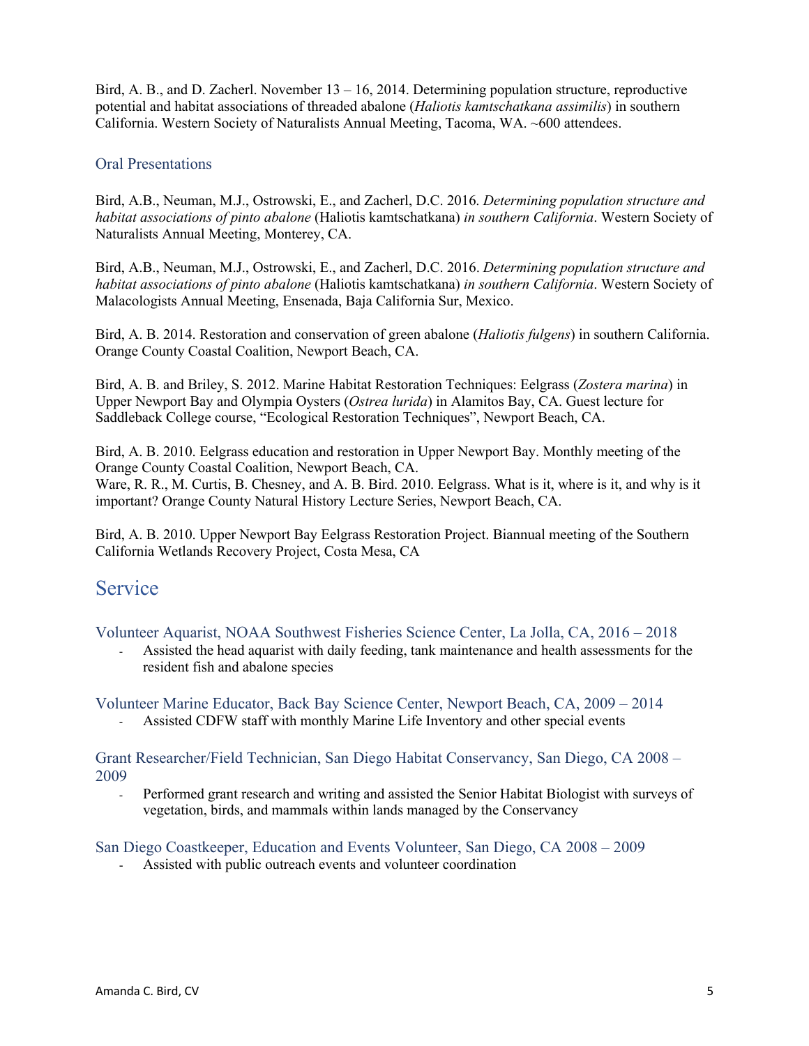Bird, A. B., and D. Zacherl. November 13 – 16, 2014. Determining population structure, reproductive potential and habitat associations of threaded abalone (*Haliotis kamtschatkana assimilis*) in southern California. Western Society of Naturalists Annual Meeting, Tacoma, WA. ~600 attendees.

### Oral Presentations

Bird, A.B., Neuman, M.J., Ostrowski, E., and Zacherl, D.C. 2016. *Determining population structure and habitat associations of pinto abalone* (Haliotis kamtschatkana) *in southern California*. Western Society of Naturalists Annual Meeting, Monterey, CA.

Bird, A.B., Neuman, M.J., Ostrowski, E., and Zacherl, D.C. 2016. *Determining population structure and habitat associations of pinto abalone* (Haliotis kamtschatkana) *in southern California*. Western Society of Malacologists Annual Meeting, Ensenada, Baja California Sur, Mexico.

Bird, A. B. 2014. Restoration and conservation of green abalone (*Haliotis fulgens*) in southern California. Orange County Coastal Coalition, Newport Beach, CA.

Bird, A. B. and Briley, S. 2012. Marine Habitat Restoration Techniques: Eelgrass (*Zostera marina*) in Upper Newport Bay and Olympia Oysters (*Ostrea lurida*) in Alamitos Bay, CA. Guest lecture for Saddleback College course, "Ecological Restoration Techniques", Newport Beach, CA.

Bird, A. B. 2010. Eelgrass education and restoration in Upper Newport Bay. Monthly meeting of the Orange County Coastal Coalition, Newport Beach, CA.

Ware, R. R., M. Curtis, B. Chesney, and A. B. Bird. 2010. Eelgrass. What is it, where is it, and why is it important? Orange County Natural History Lecture Series, Newport Beach, CA.

Bird, A. B. 2010. Upper Newport Bay Eelgrass Restoration Project. Biannual meeting of the Southern California Wetlands Recovery Project, Costa Mesa, CA

## Service

### Volunteer Aquarist, NOAA Southwest Fisheries Science Center, La Jolla, CA, 2016 – 2018

- Assisted the head aquarist with daily feeding, tank maintenance and health assessments for the resident fish and abalone species

### Volunteer Marine Educator, Back Bay Science Center, Newport Beach, CA, 2009 – 2014

- Assisted CDFW staff with monthly Marine Life Inventory and other special events

### Grant Researcher/Field Technician, San Diego Habitat Conservancy, San Diego, CA 2008 – 2009

- Performed grant research and writing and assisted the Senior Habitat Biologist with surveys of vegetation, birds, and mammals within lands managed by the Conservancy

### San Diego Coastkeeper, Education and Events Volunteer, San Diego, CA 2008 – 2009

- Assisted with public outreach events and volunteer coordination